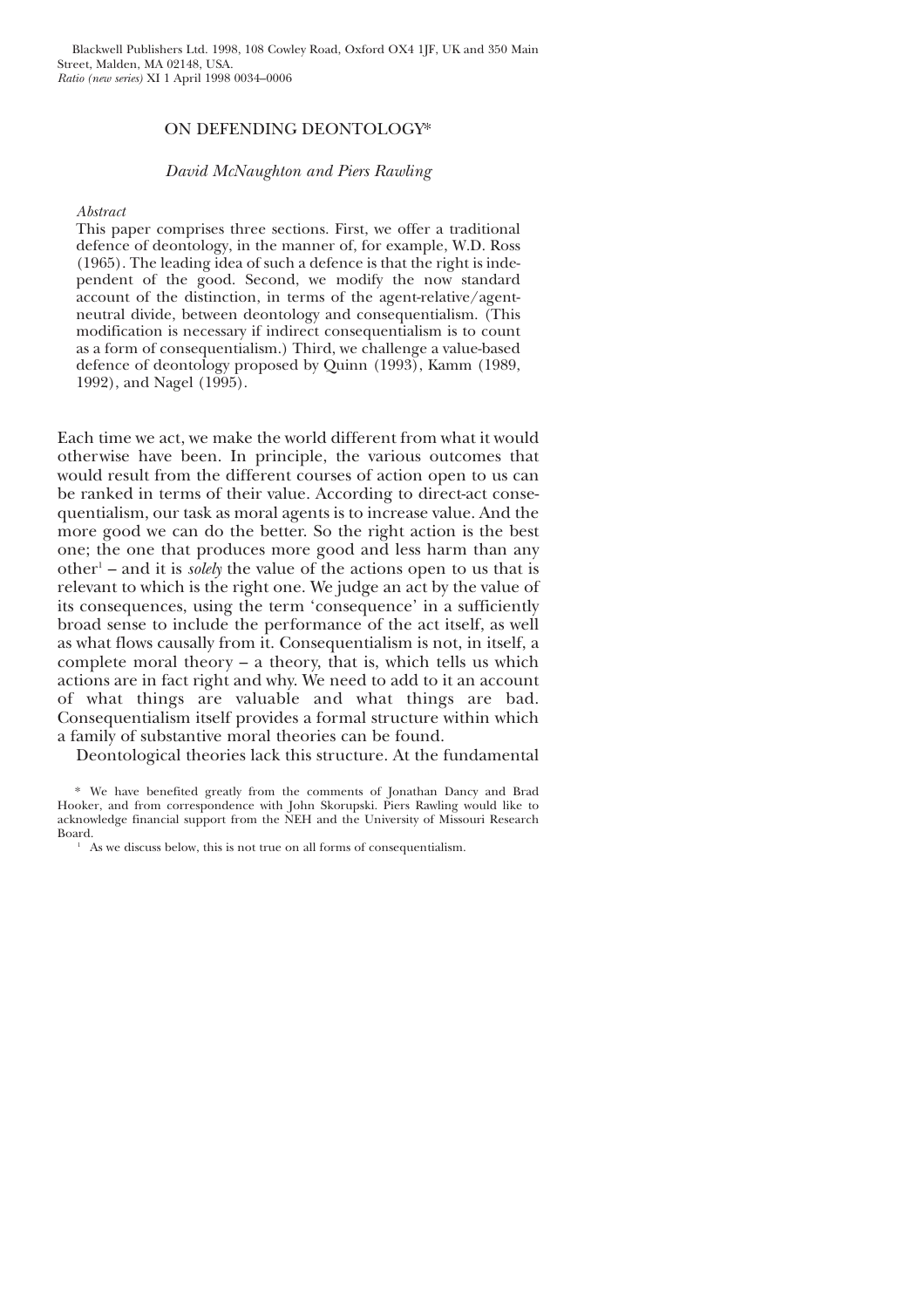Blackwell Publishers Ltd. 1998, 108 Cowley Road, Oxford OX4 1JF, UK and 350 Main Street, Malden, MA 02148, USA.
*Ratio (new series)* XI 1 April 1998 0034–0006

# ON DEFENDING DEONTOLOGY*

*David McNaughton and Piers Rawling*

*Abstract*

This paper comprises three sections. First, we offer a traditional defence of deontology, in the manner of, for example, W.D. Ross (1965). The leading idea of such a defence is that the right is independent of the good. Second, we modify the now standard account of the distinction, in terms of the agent-relative/agent-neutral divide, between deontology and consequentialism. (This modification is necessary if indirect consequentialism is to count as a form of consequentialism.) Third, we challenge a value-based defence of deontology proposed by Quinn (1993), Kamm (1989, 1992), and Nagel (1995).

Each time we act, we make the world different from what it would otherwise have been. In principle, the various outcomes that would result from the different courses of action open to us can be ranked in terms of their value. According to direct-act consequentialism, our task as moral agents is to increase value. And the more good we can do the better. So the right action is the best one; the one that produces more good and less harm than any other[1] – and it is *solely* the value of the actions open to us that is relevant to which is the right one. We judge an act by the value of its consequences, using the term 'consequence' in a sufficiently broad sense to include the performance of the act itself, as well as what flows causally from it. Consequentialism is not, in itself, a complete moral theory – a theory, that is, which tells us which actions are in fact right and why. We need to add to it an account of what things are valuable and what things are bad. Consequentialism itself provides a formal structure within which a family of substantive moral theories can be found.

Deontological theories lack this structure. At the fundamental

\* We have benefited greatly from the comments of Jonathan Dancy and Brad Hooker, and from correspondence with John Skorupski. Piers Rawling would like to acknowledge financial support from the NEH and the University of Missouri Research Board.

[1] As we discuss below, this is not true on all forms of consequentialism.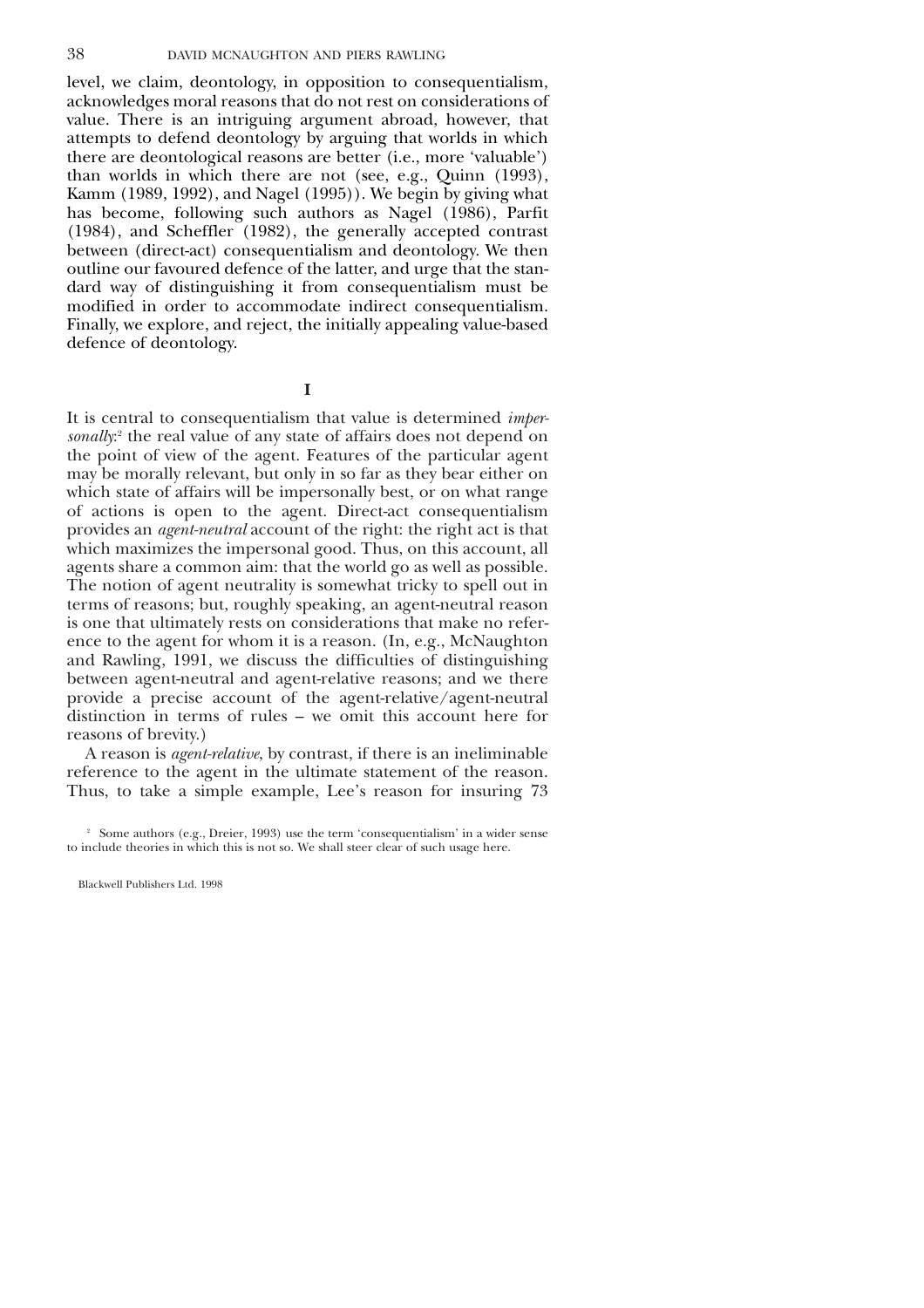level, we claim, deontology, in opposition to consequentialism, acknowledges moral reasons that do not rest on considerations of value. There is an intriguing argument abroad, however, that attempts to defend deontology by arguing that worlds in which there are deontological reasons are better (i.e., more 'valuable') than worlds in which there are not (see, e.g., Quinn (1993), Kamm (1989, 1992), and Nagel (1995)). We begin by giving what has become, following such authors as Nagel (1986), Parfit (1984), and Scheffler (1982), the generally accepted contrast between (direct-act) consequentialism and deontology. We then outline our favoured defence of the latter, and urge that the standard way of distinguishing it from consequentialism must be modified in order to accommodate indirect consequentialism. Finally, we explore, and reject, the initially appealing value-based defence of deontology.

## I

It is central to consequentialism that value is determined *impersonally*:[2] the real value of any state of affairs does not depend on the point of view of the agent. Features of the particular agent may be morally relevant, but only in so far as they bear either on which state of affairs will be impersonally best, or on what range of actions is open to the agent. Direct-act consequentialism provides an *agent-neutral* account of the right: the right act is that which maximizes the impersonal good. Thus, on this account, all agents share a common aim: that the world go as well as possible. The notion of agent neutrality is somewhat tricky to spell out in terms of reasons; but, roughly speaking, an agent-neutral reason is one that ultimately rests on considerations that make no reference to the agent for whom it is a reason. (In, e.g., McNaughton and Rawling, 1991, we discuss the difficulties of distinguishing between agent-neutral and agent-relative reasons; and we there provide a precise account of the agent-relative/agent-neutral distinction in terms of rules – we omit this account here for reasons of brevity.)

A reason is *agent-relative*, by contrast, if there is an ineliminable reference to the agent in the ultimate statement of the reason. Thus, to take a simple example, Lee's reason for insuring 73

[2] Some authors (e.g., Dreier, 1993) use the term 'consequentialism' in a wider sense to include theories in which this is not so. We shall steer clear of such usage here.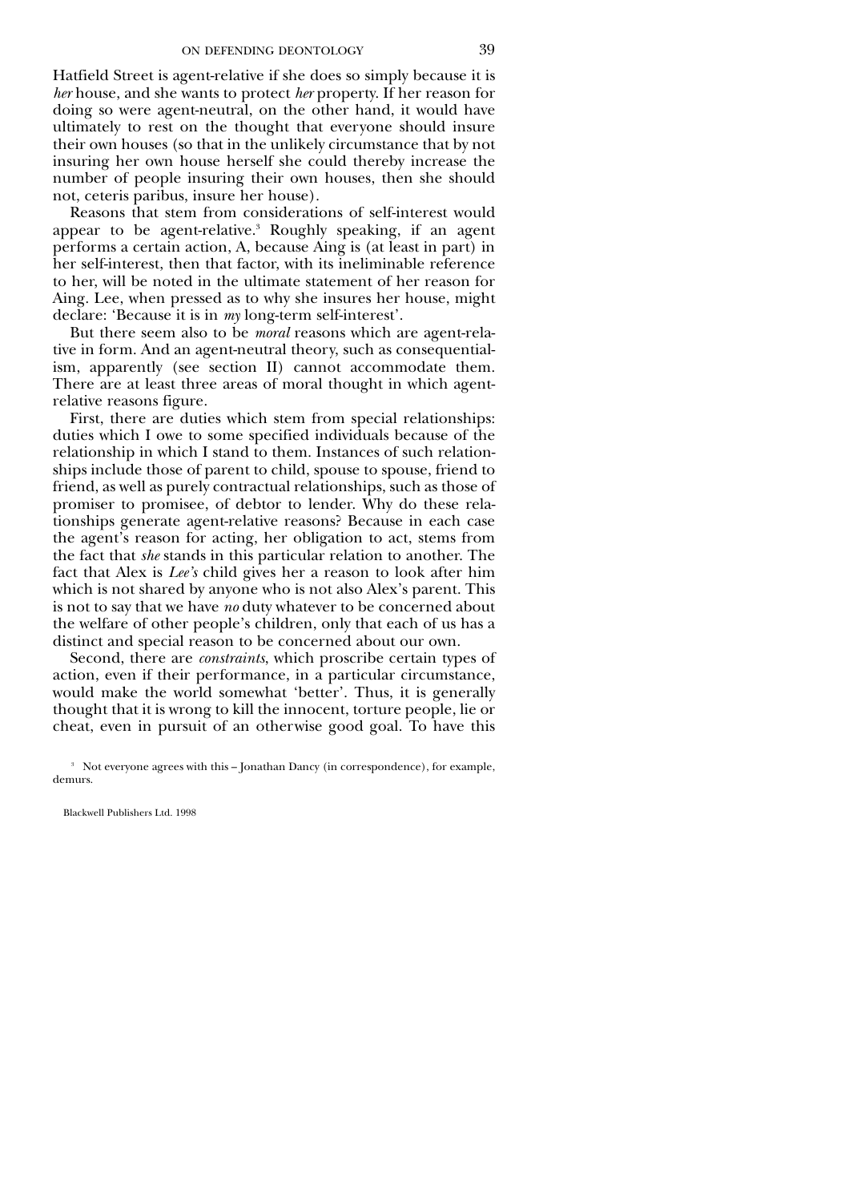Hatfield Street is agent-relative if she does so simply because it is *her* house, and she wants to protect *her* property. If her reason for doing so were agent-neutral, on the other hand, it would have ultimately to rest on the thought that everyone should insure their own houses (so that in the unlikely circumstance that by not insuring her own house herself she could thereby increase the number of people insuring their own houses, then she should not, ceteris paribus, insure her house).

Reasons that stem from considerations of self-interest would appear to be agent-relative.[3] Roughly speaking, if an agent performs a certain action, A, because Aing is (at least in part) in her self-interest, then that factor, with its ineliminable reference to her, will be noted in the ultimate statement of her reason for Aing. Lee, when pressed as to why she insures her house, might declare: 'Because it is in *my* long-term self-interest'.

But there seem also to be *moral* reasons which are agent-relative in form. And an agent-neutral theory, such as consequentialism, apparently (see section II) cannot accommodate them. There are at least three areas of moral thought in which agent-relative reasons figure.

First, there are duties which stem from special relationships: duties which I owe to some specified individuals because of the relationship in which I stand to them. Instances of such relationships include those of parent to child, spouse to spouse, friend to friend, as well as purely contractual relationships, such as those of promiser to promisee, of debtor to lender. Why do these relationships generate agent-relative reasons? Because in each case the agent's reason for acting, her obligation to act, stems from the fact that *she* stands in this particular relation to another. The fact that Alex is *Lee's* child gives her a reason to look after him which is not shared by anyone who is not also Alex's parent. This is not to say that we have *no* duty whatever to be concerned about the welfare of other people's children, only that each of us has a distinct and special reason to be concerned about our own.

Second, there are *constraints*, which proscribe certain types of action, even if their performance, in a particular circumstance, would make the world somewhat 'better'. Thus, it is generally thought that it is wrong to kill the innocent, torture people, lie or cheat, even in pursuit of an otherwise good goal. To have this

[3] Not everyone agrees with this – Jonathan Dancy (in correspondence), for example, demurs.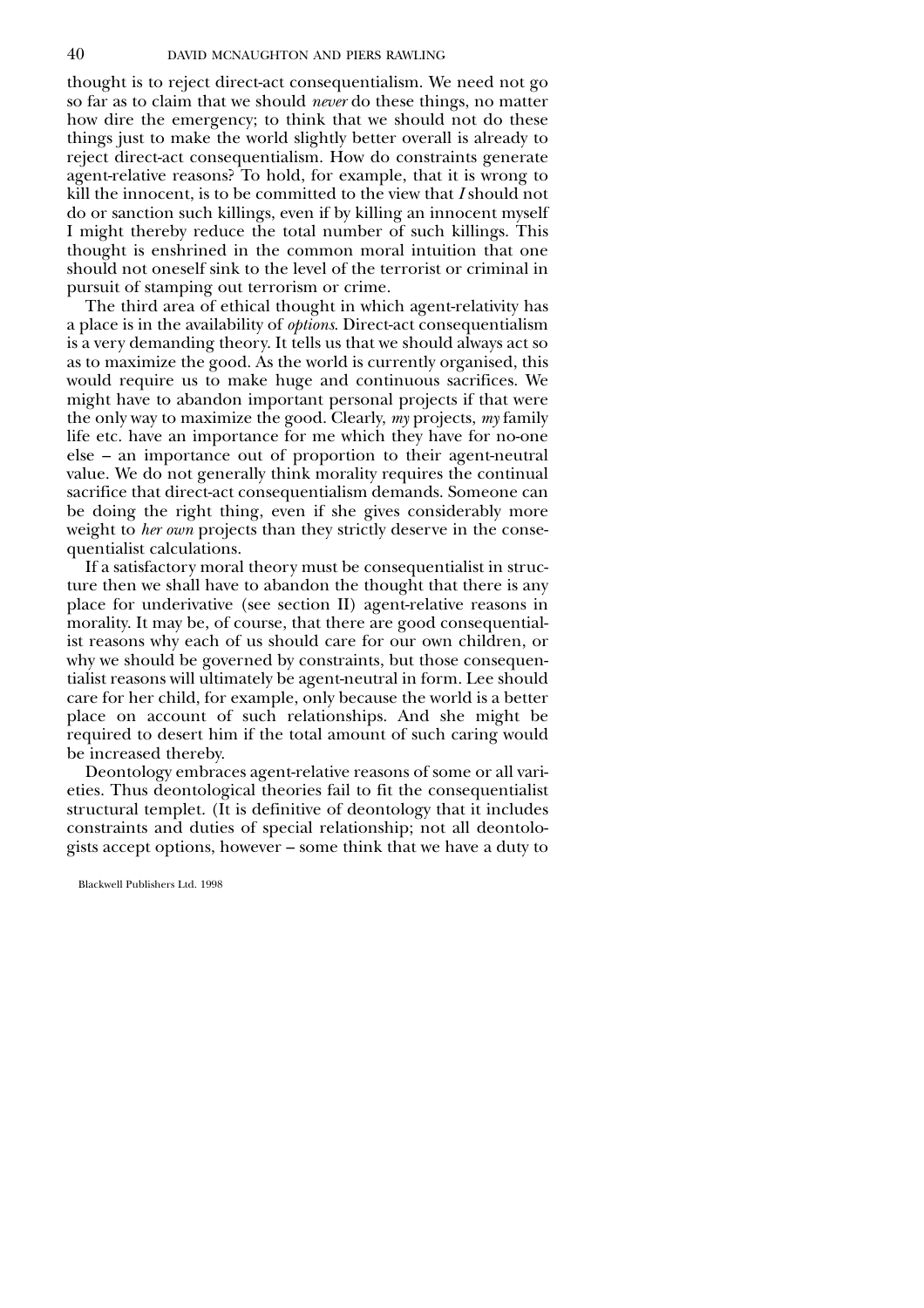thought is to reject direct-act consequentialism. We need not go so far as to claim that we should *never* do these things, no matter how dire the emergency; to think that we should not do these things just to make the world slightly better overall is already to reject direct-act consequentialism. How do constraints generate agent-relative reasons? To hold, for example, that it is wrong to kill the innocent, is to be committed to the view that *I* should not do or sanction such killings, even if by killing an innocent myself I might thereby reduce the total number of such killings. This thought is enshrined in the common moral intuition that one should not oneself sink to the level of the terrorist or criminal in pursuit of stamping out terrorism or crime.

The third area of ethical thought in which agent-relativity has a place is in the availability of *options*. Direct-act consequentialism is a very demanding theory. It tells us that we should always act so as to maximize the good. As the world is currently organised, this would require us to make huge and continuous sacrifices. We might have to abandon important personal projects if that were the only way to maximize the good. Clearly, *my* projects, *my* family life etc. have an importance for me which they have for no-one else – an importance out of proportion to their agent-neutral value. We do not generally think morality requires the continual sacrifice that direct-act consequentialism demands. Someone can be doing the right thing, even if she gives considerably more weight to *her own* projects than they strictly deserve in the consequentialist calculations.

If a satisfactory moral theory must be consequentialist in structure then we shall have to abandon the thought that there is any place for underivative (see section II) agent-relative reasons in morality. It may be, of course, that there are good consequentialist reasons why each of us should care for our own children, or why we should be governed by constraints, but those consequentialist reasons will ultimately be agent-neutral in form. Lee should care for her child, for example, only because the world is a better place on account of such relationships. And she might be required to desert him if the total amount of such caring would be increased thereby.

Deontology embraces agent-relative reasons of some or all varieties. Thus deontological theories fail to fit the consequentialist structural templet. (It is definitive of deontology that it includes constraints and duties of special relationship; not all deontologists accept options, however – some think that we have a duty to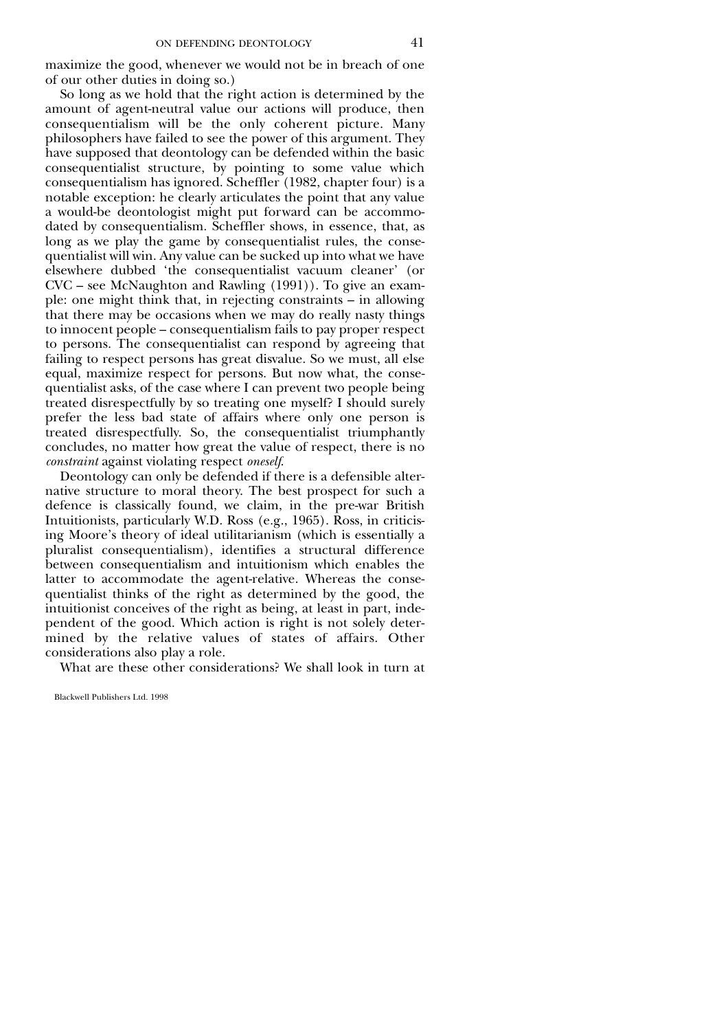maximize the good, whenever we would not be in breach of one of our other duties in doing so.)

So long as we hold that the right action is determined by the amount of agent-neutral value our actions will produce, then consequentialism will be the only coherent picture. Many philosophers have failed to see the power of this argument. They have supposed that deontology can be defended within the basic consequentialist structure, by pointing to some value which consequentialism has ignored. Scheffler (1982, chapter four) is a notable exception: he clearly articulates the point that any value a would-be deontologist might put forward can be accommodated by consequentialism. Scheffler shows, in essence, that, as long as we play the game by consequentialist rules, the consequentialist will win. Any value can be sucked up into what we have elsewhere dubbed 'the consequentialist vacuum cleaner' (or CVC – see McNaughton and Rawling (1991)). To give an example: one might think that, in rejecting constraints – in allowing that there may be occasions when we may do really nasty things to innocent people – consequentialism fails to pay proper respect to persons. The consequentialist can respond by agreeing that failing to respect persons has great disvalue. So we must, all else equal, maximize respect for persons. But now what, the consequentialist asks, of the case where I can prevent two people being treated disrespectfully by so treating one myself? I should surely prefer the less bad state of affairs where only one person is treated disrespectfully. So, the consequentialist triumphantly concludes, no matter how great the value of respect, there is no *constraint* against violating respect *oneself*.

Deontology can only be defended if there is a defensible alternative structure to moral theory. The best prospect for such a defence is classically found, we claim, in the pre-war British Intuitionists, particularly W.D. Ross (e.g., 1965). Ross, in criticising Moore's theory of ideal utilitarianism (which is essentially a pluralist consequentialism), identifies a structural difference between consequentialism and intuitionism which enables the latter to accommodate the agent-relative. Whereas the consequentialist thinks of the right as determined by the good, the intuitionist conceives of the right as being, at least in part, independent of the good. Which action is right is not solely determined by the relative values of states of affairs. Other considerations also play a role.

What are these other considerations? We shall look in turn at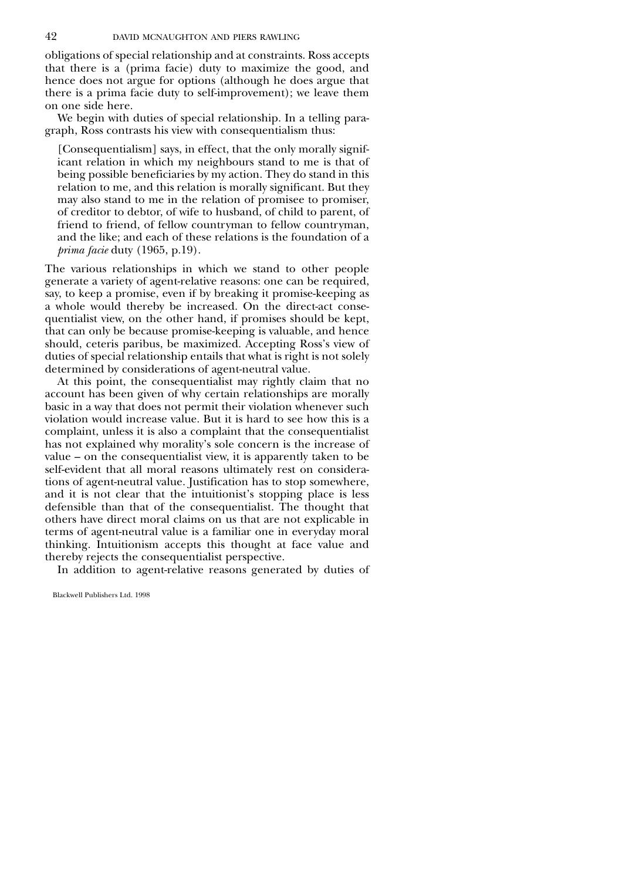obligations of special relationship and at constraints. Ross accepts that there is a (prima facie) duty to maximize the good, and hence does not argue for options (although he does argue that there is a prima facie duty to self-improvement); we leave them on one side here.

We begin with duties of special relationship. In a telling paragraph, Ross contrasts his view with consequentialism thus:

> [Consequentialism] says, in effect, that the only morally significant relation in which my neighbours stand to me is that of being possible beneficiaries by my action. They do stand in this relation to me, and this relation is morally significant. But they may also stand to me in the relation of promisee to promiser, of creditor to debtor, of wife to husband, of child to parent, of friend to friend, of fellow countryman to fellow countryman, and the like; and each of these relations is the foundation of a *prima facie* duty (1965, p.19).

The various relationships in which we stand to other people generate a variety of agent-relative reasons: one can be required, say, to keep a promise, even if by breaking it promise-keeping as a whole would thereby be increased. On the direct-act consequentialist view, on the other hand, if promises should be kept, that can only be because promise-keeping is valuable, and hence should, ceteris paribus, be maximized. Accepting Ross's view of duties of special relationship entails that what is right is not solely determined by considerations of agent-neutral value.

At this point, the consequentialist may rightly claim that no account has been given of why certain relationships are morally basic in a way that does not permit their violation whenever such violation would increase value. But it is hard to see how this is a complaint, unless it is also a complaint that the consequentialist has not explained why morality's sole concern is the increase of value – on the consequentialist view, it is apparently taken to be self-evident that all moral reasons ultimately rest on considerations of agent-neutral value. Justification has to stop somewhere, and it is not clear that the intuitionist's stopping place is less defensible than that of the consequentialist. The thought that others have direct moral claims on us that are not explicable in terms of agent-neutral value is a familiar one in everyday moral thinking. Intuitionism accepts this thought at face value and thereby rejects the consequentialist perspective.

In addition to agent-relative reasons generated by duties of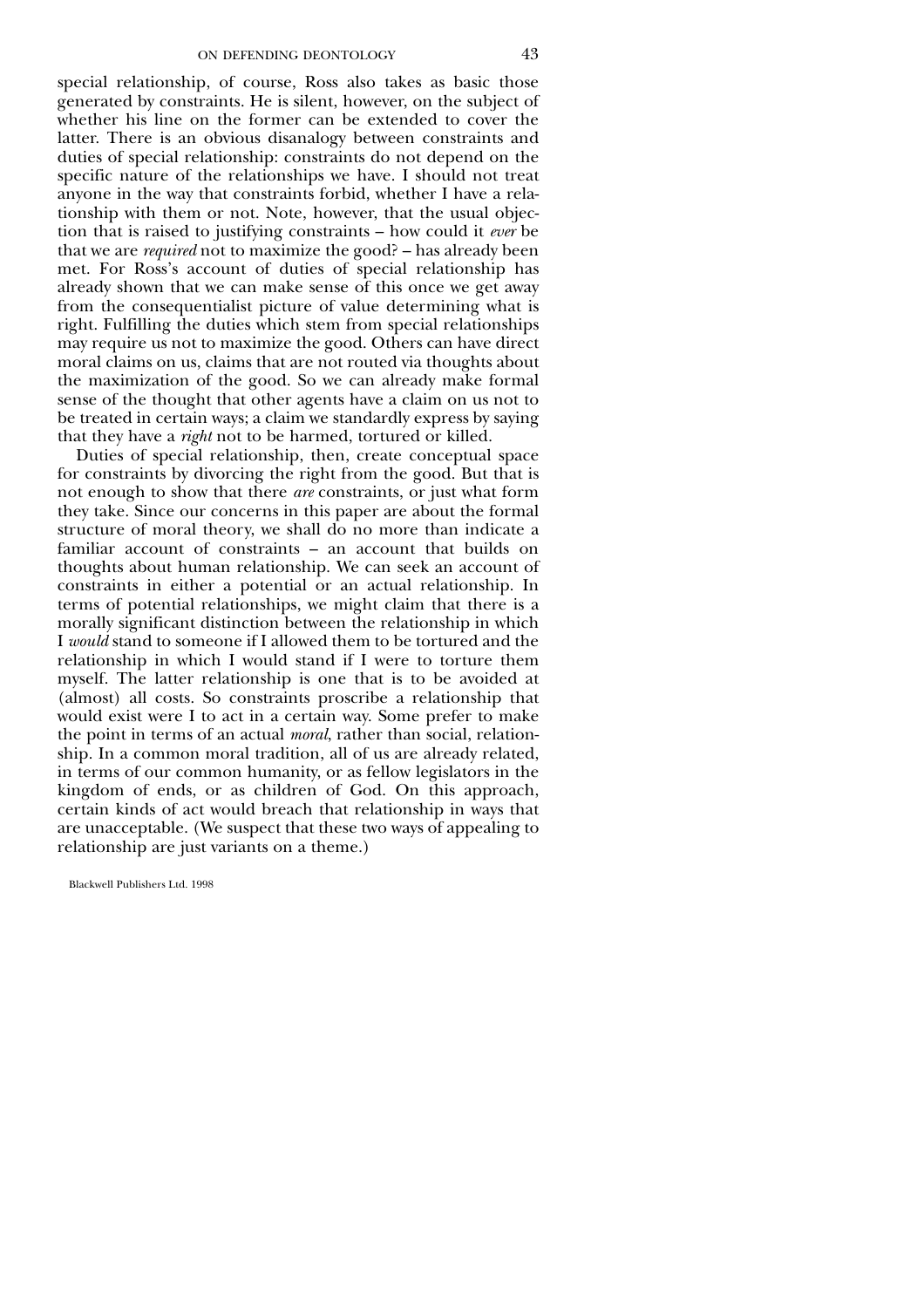special relationship, of course, Ross also takes as basic those generated by constraints. He is silent, however, on the subject of whether his line on the former can be extended to cover the latter. There is an obvious disanalogy between constraints and duties of special relationship: constraints do not depend on the specific nature of the relationships we have. I should not treat anyone in the way that constraints forbid, whether I have a relationship with them or not. Note, however, that the usual objection that is raised to justifying constraints – how could it *ever* be that we are *required* not to maximize the good? – has already been met. For Ross's account of duties of special relationship has already shown that we can make sense of this once we get away from the consequentialist picture of value determining what is right. Fulfilling the duties which stem from special relationships may require us not to maximize the good. Others can have direct moral claims on us, claims that are not routed via thoughts about the maximization of the good. So we can already make formal sense of the thought that other agents have a claim on us not to be treated in certain ways; a claim we standardly express by saying that they have a *right* not to be harmed, tortured or killed.

Duties of special relationship, then, create conceptual space for constraints by divorcing the right from the good. But that is not enough to show that there *are* constraints, or just what form they take. Since our concerns in this paper are about the formal structure of moral theory, we shall do no more than indicate a familiar account of constraints – an account that builds on thoughts about human relationship. We can seek an account of constraints in either a potential or an actual relationship. In terms of potential relationships, we might claim that there is a morally significant distinction between the relationship in which I *would* stand to someone if I allowed them to be tortured and the relationship in which I would stand if I were to torture them myself. The latter relationship is one that is to be avoided at (almost) all costs. So constraints proscribe a relationship that would exist were I to act in a certain way. Some prefer to make the point in terms of an actual *moral*, rather than social, relationship. In a common moral tradition, all of us are already related, in terms of our common humanity, or as fellow legislators in the kingdom of ends, or as children of God. On this approach, certain kinds of act would breach that relationship in ways that are unacceptable. (We suspect that these two ways of appealing to relationship are just variants on a theme.)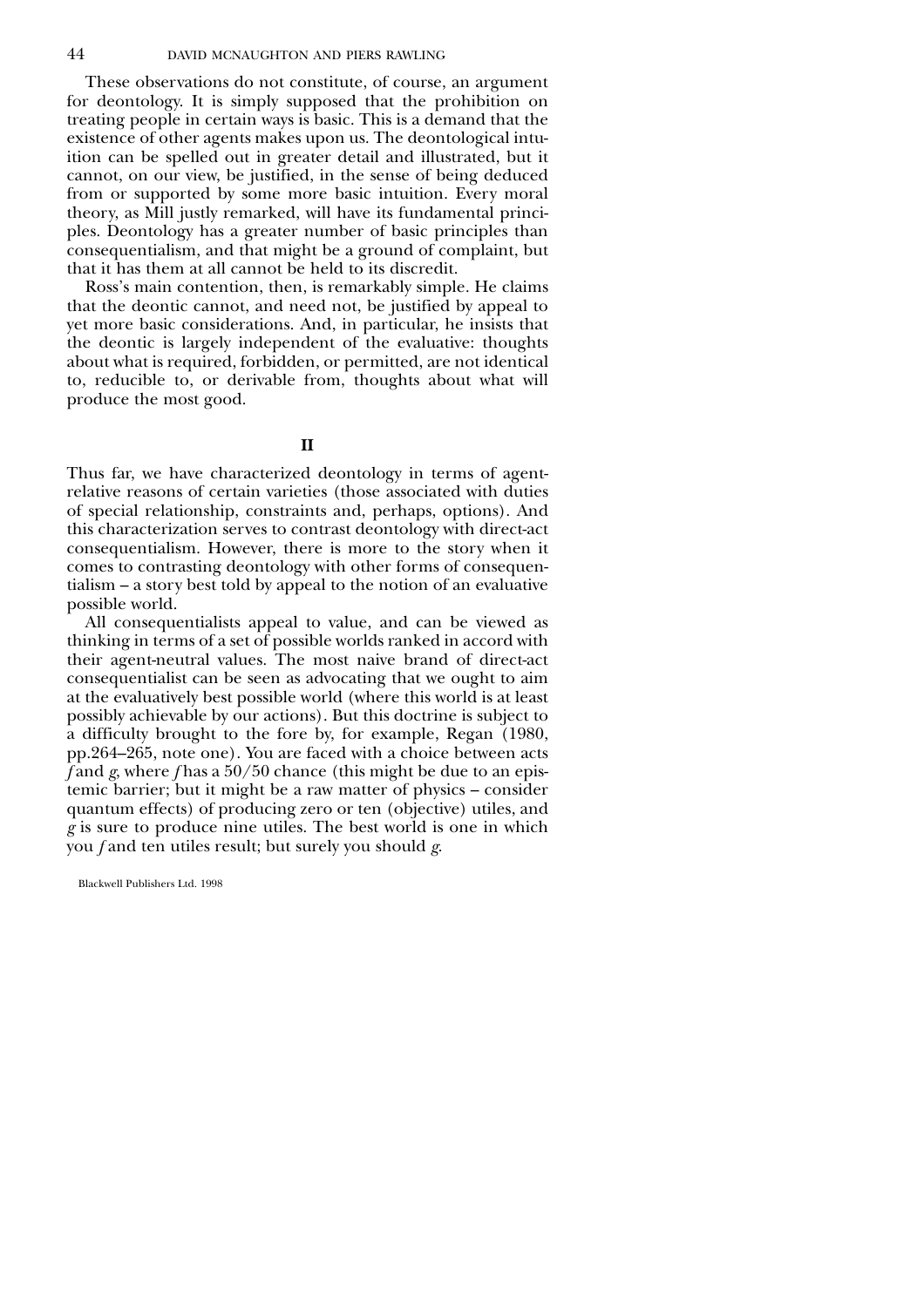These observations do not constitute, of course, an argument for deontology. It is simply supposed that the prohibition on treating people in certain ways is basic. This is a demand that the existence of other agents makes upon us. The deontological intuition can be spelled out in greater detail and illustrated, but it cannot, on our view, be justified, in the sense of being deduced from or supported by some more basic intuition. Every moral theory, as Mill justly remarked, will have its fundamental principles. Deontology has a greater number of basic principles than consequentialism, and that might be a ground of complaint, but that it has them at all cannot be held to its discredit.

Ross's main contention, then, is remarkably simple. He claims that the deontic cannot, and need not, be justified by appeal to yet more basic considerations. And, in particular, he insists that the deontic is largely independent of the evaluative: thoughts about what is required, forbidden, or permitted, are not identical to, reducible to, or derivable from, thoughts about what will produce the most good.

## II

Thus far, we have characterized deontology in terms of agent-relative reasons of certain varieties (those associated with duties of special relationship, constraints and, perhaps, options). And this characterization serves to contrast deontology with direct-act consequentialism. However, there is more to the story when it comes to contrasting deontology with other forms of consequentialism – a story best told by appeal to the notion of an evaluative possible world.

All consequentialists appeal to value, and can be viewed as thinking in terms of a set of possible worlds ranked in accord with their agent-neutral values. The most naive brand of direct-act consequentialist can be seen as advocating that we ought to aim at the evaluatively best possible world (where this world is at least possibly achievable by our actions). But this doctrine is subject to a difficulty brought to the fore by, for example, Regan (1980, pp.264–265, note one). You are faced with a choice between acts *f* and *g*, where *f* has a 50/50 chance (this might be due to an epistemic barrier; but it might be a raw matter of physics – consider quantum effects) of producing zero or ten (objective) utiles, and *g* is sure to produce nine utiles. The best world is one in which you *f* and ten utiles result; but surely you should *g*.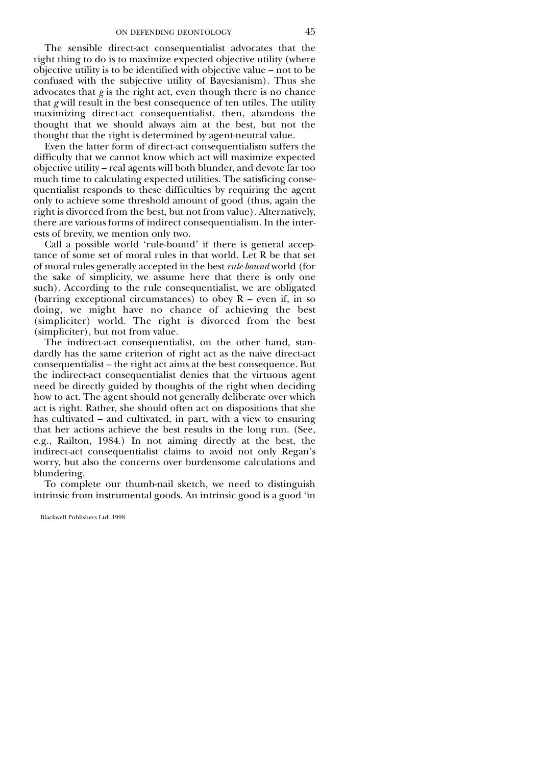The sensible direct-act consequentialist advocates that the right thing to do is to maximize expected objective utility (where objective utility is to be identified with objective value – not to be confused with the subjective utility of Bayesianism). Thus she advocates that $g$ is the right act, even though there is no chance that $g$ will result in the best consequence of ten utiles. The utility maximizing direct-act consequentialist, then, abandons the thought that we should always aim at the best, but not the thought that the right is determined by agent-neutral value.

Even the latter form of direct-act consequentialism suffers the difficulty that we cannot know which act will maximize expected objective utility – real agents will both blunder, and devote far too much time to calculating expected utilities. The satisficing consequentialist responds to these difficulties by requiring the agent only to achieve some threshold amount of good (thus, again the right is divorced from the best, but not from value). Alternatively, there are various forms of indirect consequentialism. In the interests of brevity, we mention only two.

Call a possible world 'rule-bound' if there is general acceptance of some set of moral rules in that world. Let R be that set of moral rules generally accepted in the best *rule-bound* world (for the sake of simplicity, we assume here that there is only one such). According to the rule consequentialist, we are obligated (barring exceptional circumstances) to obey R – even if, in so doing, we might have no chance of achieving the best (simpliciter) world. The right is divorced from the best (simpliciter), but not from value.

The indirect-act consequentialist, on the other hand, standardly has the same criterion of right act as the naive direct-act consequentialist – the right act aims at the best consequence. But the indirect-act consequentialist denies that the virtuous agent need be directly guided by thoughts of the right when deciding how to act. The agent should not generally deliberate over which act is right. Rather, she should often act on dispositions that she has cultivated – and cultivated, in part, with a view to ensuring that her actions achieve the best results in the long run. (See, e.g., Railton, 1984.) In not aiming directly at the best, the indirect-act consequentialist claims to avoid not only Regan's worry, but also the concerns over burdensome calculations and blundering.

To complete our thumb-nail sketch, we need to distinguish intrinsic from instrumental goods. An intrinsic good is a good 'in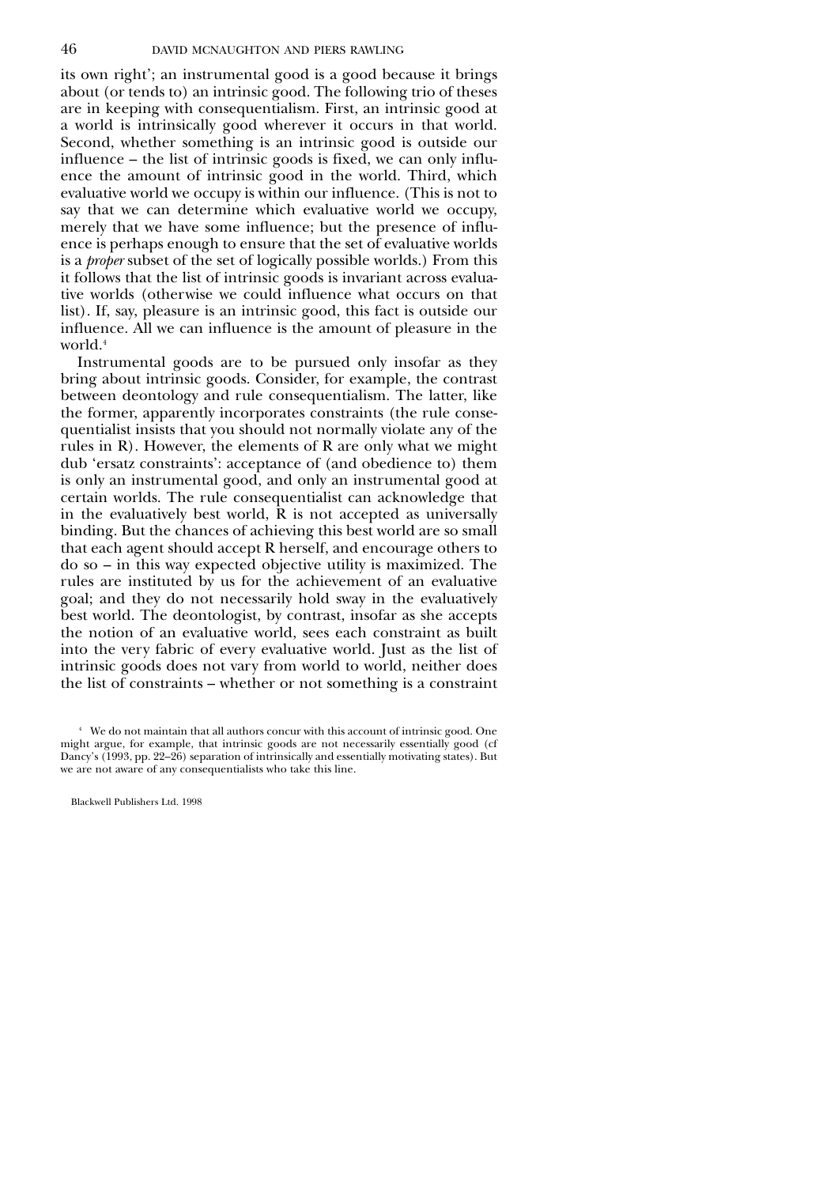its own right'; an instrumental good is a good because it brings about (or tends to) an intrinsic good. The following trio of theses are in keeping with consequentialism. First, an intrinsic good at a world is intrinsically good wherever it occurs in that world. Second, whether something is an intrinsic good is outside our influence – the list of intrinsic goods is fixed, we can only influence the amount of intrinsic good in the world. Third, which evaluative world we occupy is within our influence. (This is not to say that we can determine which evaluative world we occupy, merely that we have some influence; but the presence of influence is perhaps enough to ensure that the set of evaluative worlds is a *proper* subset of the set of logically possible worlds.) From this it follows that the list of intrinsic goods is invariant across evaluative worlds (otherwise we could influence what occurs on that list). If, say, pleasure is an intrinsic good, this fact is outside our influence. All we can influence is the amount of pleasure in the world.[4]

Instrumental goods are to be pursued only insofar as they bring about intrinsic goods. Consider, for example, the contrast between deontology and rule consequentialism. The latter, like the former, apparently incorporates constraints (the rule consequentialist insists that you should not normally violate any of the rules in R). However, the elements of R are only what we might dub 'ersatz constraints': acceptance of (and obedience to) them is only an instrumental good, and only an instrumental good at certain worlds. The rule consequentialist can acknowledge that in the evaluatively best world, R is not accepted as universally binding. But the chances of achieving this best world are so small that each agent should accept R herself, and encourage others to do so – in this way expected objective utility is maximized. The rules are instituted by us for the achievement of an evaluative goal; and they do not necessarily hold sway in the evaluatively best world. The deontologist, by contrast, insofar as she accepts the notion of an evaluative world, sees each constraint as built into the very fabric of every evaluative world. Just as the list of intrinsic goods does not vary from world to world, neither does the list of constraints – whether or not something is a constraint

[4] We do not maintain that all authors concur with this account of intrinsic good. One might argue, for example, that intrinsic goods are not necessarily essentially good (cf Dancy's (1993, pp. 22–26) separation of intrinsically and essentially motivating states). But we are not aware of any consequentialists who take this line.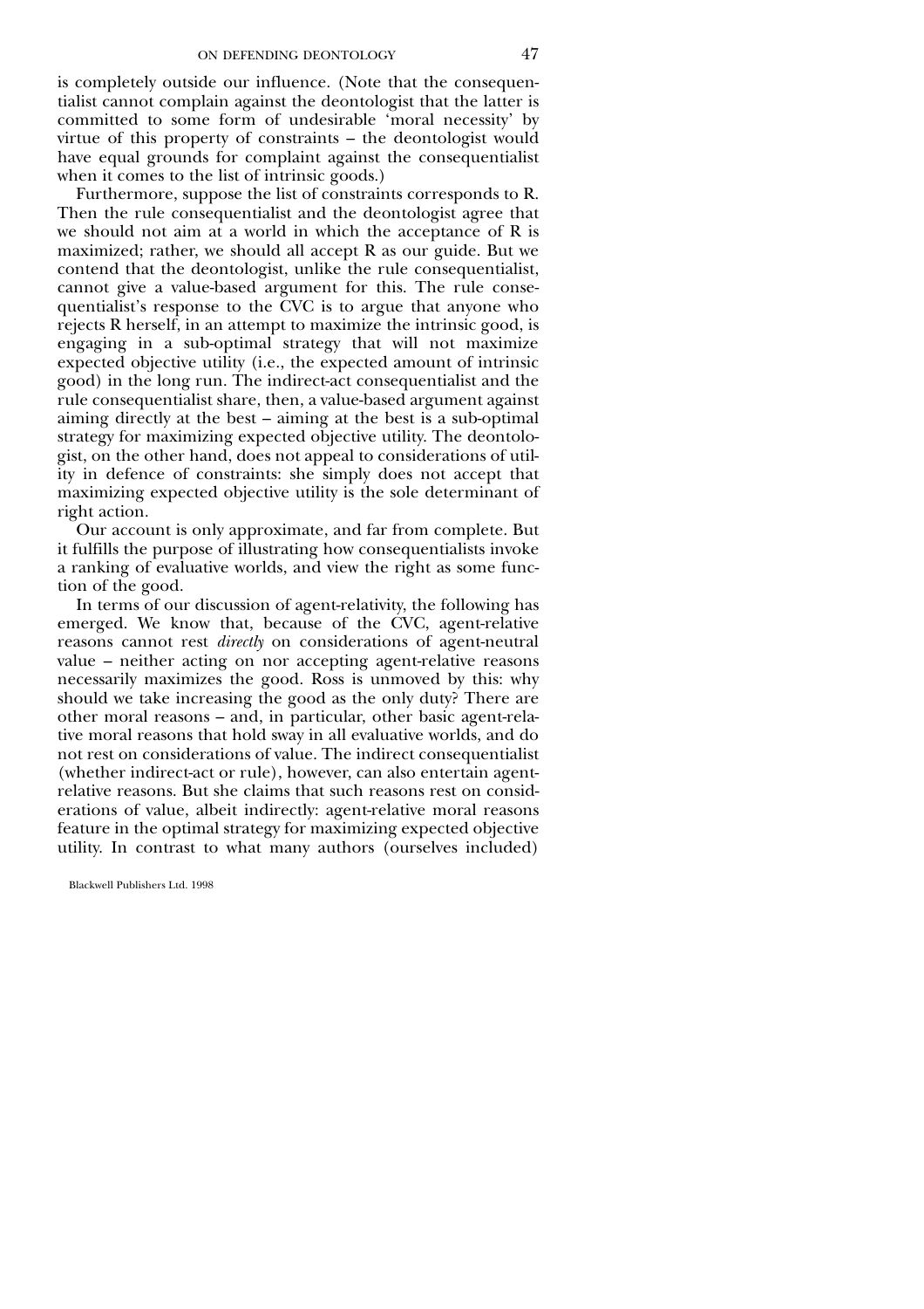is completely outside our influence. (Note that the consequentialist cannot complain against the deontologist that the latter is committed to some form of undesirable 'moral necessity' by virtue of this property of constraints – the deontologist would have equal grounds for complaint against the consequentialist when it comes to the list of intrinsic goods.)

Furthermore, suppose the list of constraints corresponds to R. Then the rule consequentialist and the deontologist agree that we should not aim at a world in which the acceptance of R is maximized; rather, we should all accept R as our guide. But we contend that the deontologist, unlike the rule consequentialist, cannot give a value-based argument for this. The rule consequentialist's response to the CVC is to argue that anyone who rejects R herself, in an attempt to maximize the intrinsic good, is engaging in a sub-optimal strategy that will not maximize expected objective utility (i.e., the expected amount of intrinsic good) in the long run. The indirect-act consequentialist and the rule consequentialist share, then, a value-based argument against aiming directly at the best – aiming at the best is a sub-optimal strategy for maximizing expected objective utility. The deontologist, on the other hand, does not appeal to considerations of utility in defence of constraints: she simply does not accept that maximizing expected objective utility is the sole determinant of right action.

Our account is only approximate, and far from complete. But it fulfills the purpose of illustrating how consequentialists invoke a ranking of evaluative worlds, and view the right as some function of the good.

In terms of our discussion of agent-relativity, the following has emerged. We know that, because of the CVC, agent-relative reasons cannot rest *directly* on considerations of agent-neutral value – neither acting on nor accepting agent-relative reasons necessarily maximizes the good. Ross is unmoved by this: why should we take increasing the good as the only duty? There are other moral reasons – and, in particular, other basic agent-relative moral reasons that hold sway in all evaluative worlds, and do not rest on considerations of value. The indirect consequentialist (whether indirect-act or rule), however, can also entertain agent-relative reasons. But she claims that such reasons rest on considerations of value, albeit indirectly: agent-relative moral reasons feature in the optimal strategy for maximizing expected objective utility. In contrast to what many authors (ourselves included)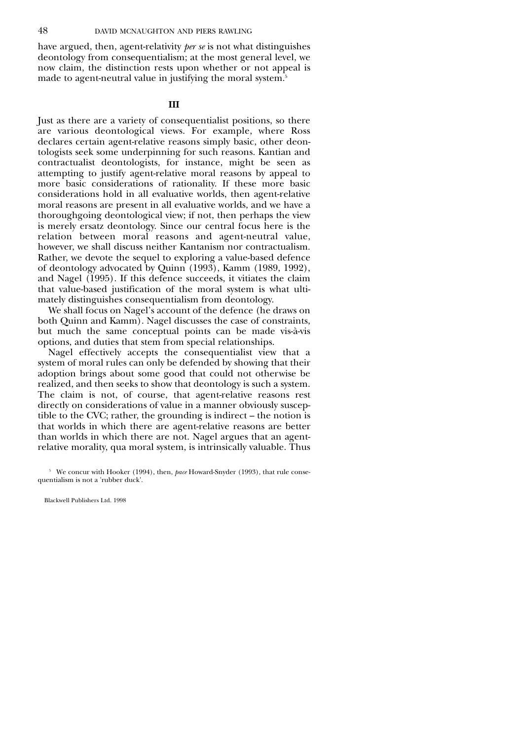have argued, then, agent-relativity *per se* is not what distinguishes deontology from consequentialism; at the most general level, we now claim, the distinction rests upon whether or not appeal is made to agent-neutral value in justifying the moral system.[5]

## III

Just as there are a variety of consequentialist positions, so there are various deontological views. For example, where Ross declares certain agent-relative reasons simply basic, other deontologists seek some underpinning for such reasons. Kantian and contractualist deontologists, for instance, might be seen as attempting to justify agent-relative moral reasons by appeal to more basic considerations of rationality. If these more basic considerations hold in all evaluative worlds, then agent-relative moral reasons are present in all evaluative worlds, and we have a thoroughgoing deontological view; if not, then perhaps the view is merely ersatz deontology. Since our central focus here is the relation between moral reasons and agent-neutral value, however, we shall discuss neither Kantanism nor contractualism. Rather, we devote the sequel to exploring a value-based defence of deontology advocated by Quinn (1993), Kamm (1989, 1992), and Nagel (1995). If this defence succeeds, it vitiates the claim that value-based justification of the moral system is what ultimately distinguishes consequentialism from deontology.

We shall focus on Nagel's account of the defence (he draws on both Quinn and Kamm). Nagel discusses the case of constraints, but much the same conceptual points can be made vis-à-vis options, and duties that stem from special relationships.

Nagel effectively accepts the consequentialist view that a system of moral rules can only be defended by showing that their adoption brings about some good that could not otherwise be realized, and then seeks to show that deontology is such a system. The claim is not, of course, that agent-relative reasons rest directly on considerations of value in a manner obviously susceptible to the CVC; rather, the grounding is indirect – the notion is that worlds in which there are agent-relative reasons are better than worlds in which there are not. Nagel argues that an agent-relative morality, qua moral system, is intrinsically valuable. Thus

[5] We concur with Hooker (1994), then, *pace* Howard-Snyder (1993), that rule consequentialism is not a 'rubber duck'.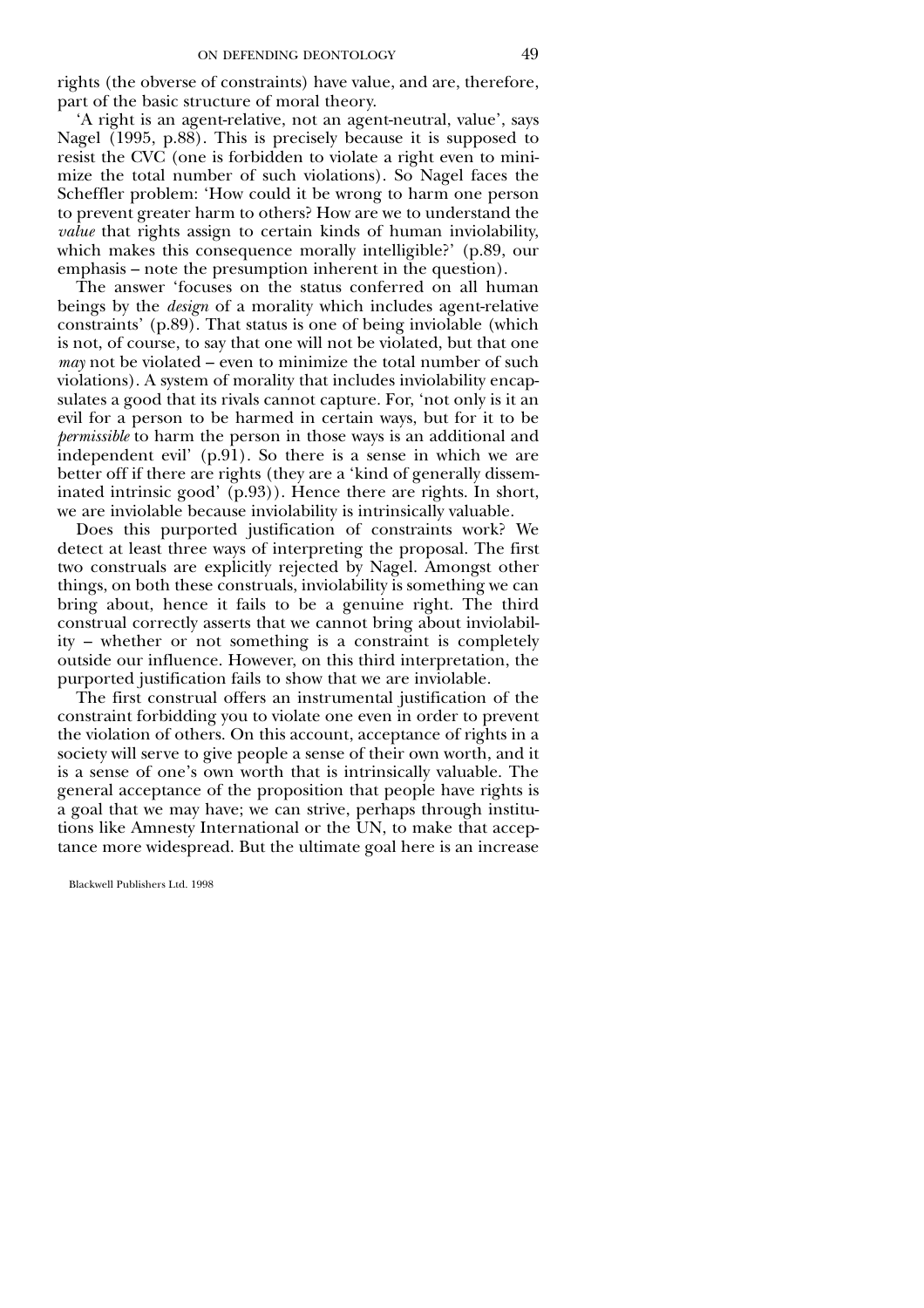rights (the obverse of constraints) have value, and are, therefore, part of the basic structure of moral theory.

'A right is an agent-relative, not an agent-neutral, value', says Nagel (1995, p.88). This is precisely because it is supposed to resist the CVC (one is forbidden to violate a right even to minimize the total number of such violations). So Nagel faces the Scheffler problem: 'How could it be wrong to harm one person to prevent greater harm to others? How are we to understand the *value* that rights assign to certain kinds of human inviolability, which makes this consequence morally intelligible?' (p.89, our emphasis – note the presumption inherent in the question).

The answer 'focuses on the status conferred on all human beings by the *design* of a morality which includes agent-relative constraints' (p.89). That status is one of being inviolable (which is not, of course, to say that one will not be violated, but that one *may* not be violated – even to minimize the total number of such violations). A system of morality that includes inviolability encapsulates a good that its rivals cannot capture. For, 'not only is it an evil for a person to be harmed in certain ways, but for it to be *permissible* to harm the person in those ways is an additional and independent evil' (p.91). So there is a sense in which we are better off if there are rights (they are a 'kind of generally disseminated intrinsic good' (p.93)). Hence there are rights. In short, we are inviolable because inviolability is intrinsically valuable.

Does this purported justification of constraints work? We detect at least three ways of interpreting the proposal. The first two construals are explicitly rejected by Nagel. Amongst other things, on both these construals, inviolability is something we can bring about, hence it fails to be a genuine right. The third construal correctly asserts that we cannot bring about inviolability – whether or not something is a constraint is completely outside our influence. However, on this third interpretation, the purported justification fails to show that we are inviolable.

The first construal offers an instrumental justification of the constraint forbidding you to violate one even in order to prevent the violation of others. On this account, acceptance of rights in a society will serve to give people a sense of their own worth, and it is a sense of one's own worth that is intrinsically valuable. The general acceptance of the proposition that people have rights is a goal that we may have; we can strive, perhaps through institutions like Amnesty International or the UN, to make that acceptance more widespread. But the ultimate goal here is an increase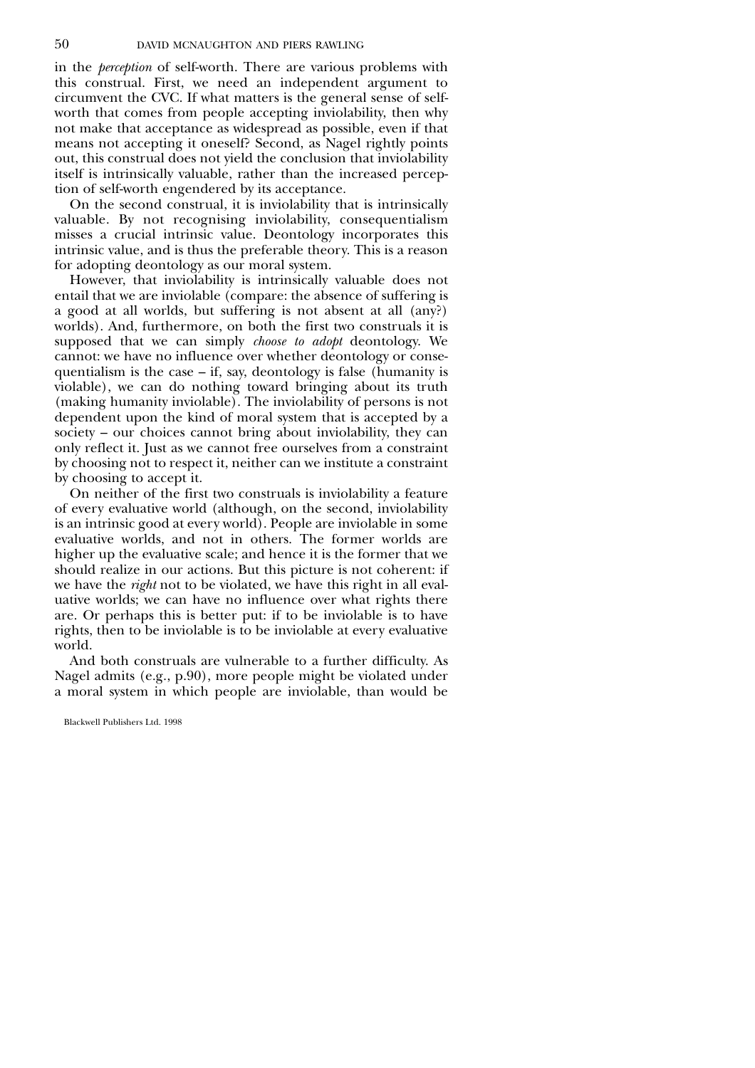in the *perception* of self-worth. There are various problems with this construal. First, we need an independent argument to circumvent the CVC. If what matters is the general sense of self-worth that comes from people accepting inviolability, then why not make that acceptance as widespread as possible, even if that means not accepting it oneself? Second, as Nagel rightly points out, this construal does not yield the conclusion that inviolability itself is intrinsically valuable, rather than the increased perception of self-worth engendered by its acceptance.

On the second construal, it is inviolability that is intrinsically valuable. By not recognising inviolability, consequentialism misses a crucial intrinsic value. Deontology incorporates this intrinsic value, and is thus the preferable theory. This is a reason for adopting deontology as our moral system.

However, that inviolability is intrinsically valuable does not entail that we are inviolable (compare: the absence of suffering is a good at all worlds, but suffering is not absent at all (any?) worlds). And, furthermore, on both the first two construals it is supposed that we can simply *choose to adopt* deontology. We cannot: we have no influence over whether deontology or consequentialism is the case – if, say, deontology is false (humanity is violable), we can do nothing toward bringing about its truth (making humanity inviolable). The inviolability of persons is not dependent upon the kind of moral system that is accepted by a society – our choices cannot bring about inviolability, they can only reflect it. Just as we cannot free ourselves from a constraint by choosing not to respect it, neither can we institute a constraint by choosing to accept it.

On neither of the first two construals is inviolability a feature of every evaluative world (although, on the second, inviolability is an intrinsic good at every world). People are inviolable in some evaluative worlds, and not in others. The former worlds are higher up the evaluative scale; and hence it is the former that we should realize in our actions. But this picture is not coherent: if we have the *right* not to be violated, we have this right in all evaluative worlds; we can have no influence over what rights there are. Or perhaps this is better put: if to be inviolable is to have rights, then to be inviolable is to be inviolable at every evaluative world.

And both construals are vulnerable to a further difficulty. As Nagel admits (e.g., p.90), more people might be violated under a moral system in which people are inviolable, than would be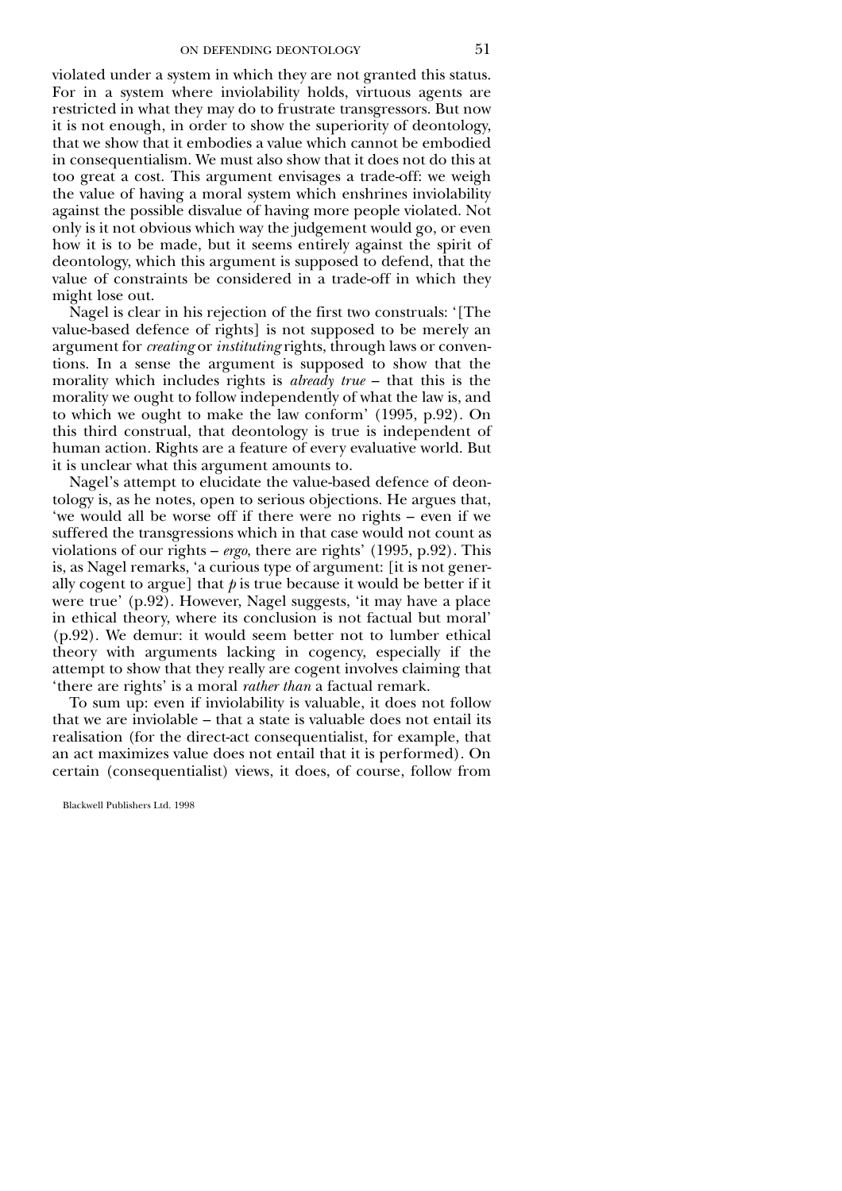violated under a system in which they are not granted this status. For in a system where inviolability holds, virtuous agents are restricted in what they may do to frustrate transgressors. But now it is not enough, in order to show the superiority of deontology, that we show that it embodies a value which cannot be embodied in consequentialism. We must also show that it does not do this at too great a cost. This argument envisages a trade-off: we weigh the value of having a moral system which enshrines inviolability against the possible disvalue of having more people violated. Not only is it not obvious which way the judgement would go, or even how it is to be made, but it seems entirely against the spirit of deontology, which this argument is supposed to defend, that the value of constraints be considered in a trade-off in which they might lose out.

Nagel is clear in his rejection of the first two construals: '[The value-based defence of rights] is not supposed to be merely an argument for *creating* or *instituting* rights, through laws or conventions. In a sense the argument is supposed to show that the morality which includes rights is *already true* – that this is the morality we ought to follow independently of what the law is, and to which we ought to make the law conform' (1995, p.92). On this third construal, that deontology is true is independent of human action. Rights are a feature of every evaluative world. But it is unclear what this argument amounts to.

Nagel's attempt to elucidate the value-based defence of deontology is, as he notes, open to serious objections. He argues that, 'we would all be worse off if there were no rights – even if we suffered the transgressions which in that case would not count as violations of our rights – *ergo*, there are rights' (1995, p.92). This is, as Nagel remarks, 'a curious type of argument: [it is not generally cogent to argue] that *p* is true because it would be better if it were true' (p.92). However, Nagel suggests, 'it may have a place in ethical theory, where its conclusion is not factual but moral' (p.92). We demur: it would seem better not to lumber ethical theory with arguments lacking in cogency, especially if the attempt to show that they really are cogent involves claiming that 'there are rights' is a moral *rather than* a factual remark.

To sum up: even if inviolability is valuable, it does not follow that we are inviolable – that a state is valuable does not entail its realisation (for the direct-act consequentialist, for example, that an act maximizes value does not entail that it is performed). On certain (consequentialist) views, it does, of course, follow from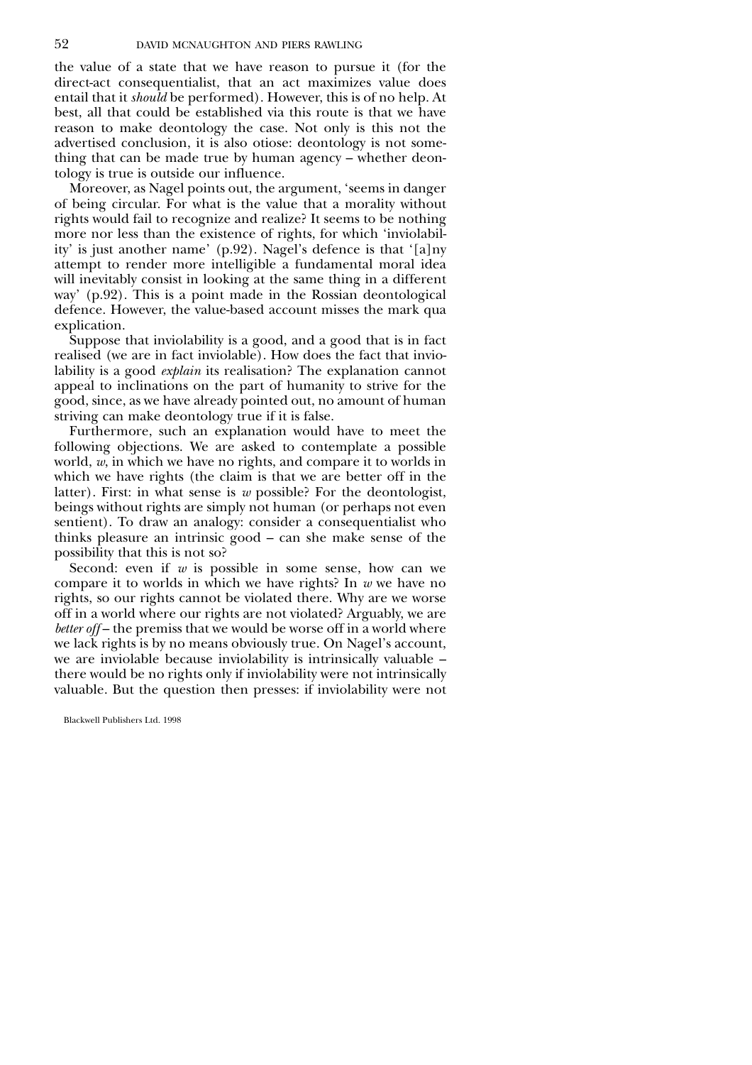the value of a state that we have reason to pursue it (for the direct-act consequentialist, that an act maximizes value does entail that it *should* be performed). However, this is of no help. At best, all that could be established via this route is that we have reason to make deontology the case. Not only is this not the advertised conclusion, it is also otiose: deontology is not something that can be made true by human agency – whether deontology is true is outside our influence.

Moreover, as Nagel points out, the argument, 'seems in danger of being circular. For what is the value that a morality without rights would fail to recognize and realize? It seems to be nothing more nor less than the existence of rights, for which 'inviolability' is just another name' (p.92). Nagel's defence is that '[a]ny attempt to render more intelligible a fundamental moral idea will inevitably consist in looking at the same thing in a different way' (p.92). This is a point made in the Rossian deontological defence. However, the value-based account misses the mark qua explication.

Suppose that inviolability is a good, and a good that is in fact realised (we are in fact inviolable). How does the fact that inviolability is a good *explain* its realisation? The explanation cannot appeal to inclinations on the part of humanity to strive for the good, since, as we have already pointed out, no amount of human striving can make deontology true if it is false.

Furthermore, such an explanation would have to meet the following objections. We are asked to contemplate a possible world, *w*, in which we have no rights, and compare it to worlds in which we have rights (the claim is that we are better off in the latter). First: in what sense is *w* possible? For the deontologist, beings without rights are simply not human (or perhaps not even sentient). To draw an analogy: consider a consequentialist who thinks pleasure an intrinsic good – can she make sense of the possibility that this is not so?

Second: even if *w* is possible in some sense, how can we compare it to worlds in which we have rights? In *w* we have no rights, so our rights cannot be violated there. Why are we worse off in a world where our rights are not violated? Arguably, we are *better off* – the premiss that we would be worse off in a world where we lack rights is by no means obviously true. On Nagel's account, we are inviolable because inviolability is intrinsically valuable – there would be no rights only if inviolability were not intrinsically valuable. But the question then presses: if inviolability were not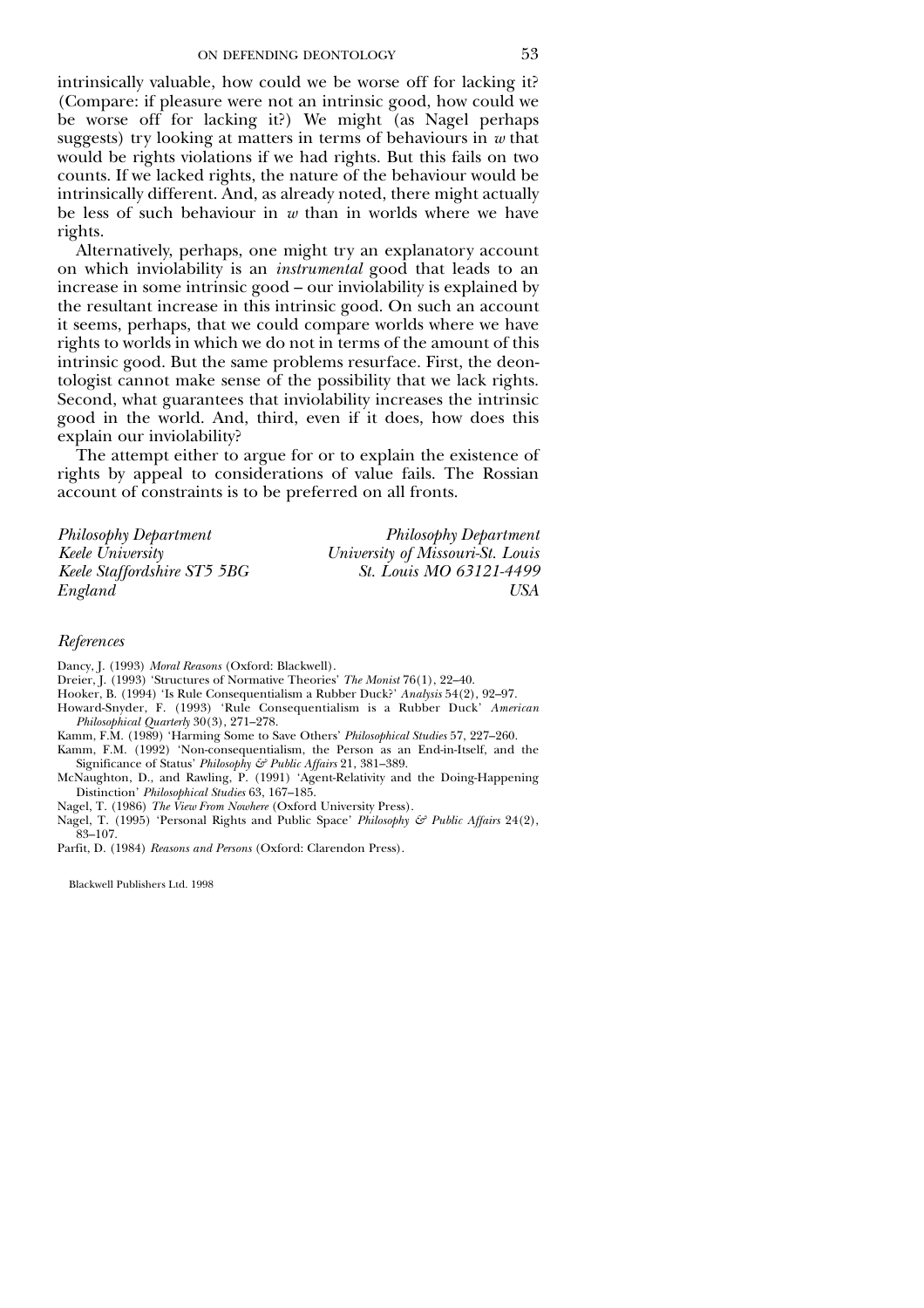intrinsically valuable, how could we be worse off for lacking it? (Compare: if pleasure were not an intrinsic good, how could we be worse off for lacking it?) We might (as Nagel perhaps suggests) try looking at matters in terms of behaviours in *w* that would be rights violations if we had rights. But this fails on two counts. If we lacked rights, the nature of the behaviour would be intrinsically different. And, as already noted, there might actually be less of such behaviour in *w* than in worlds where we have rights.

Alternatively, perhaps, one might try an explanatory account on which inviolability is an *instrumental* good that leads to an increase in some intrinsic good – our inviolability is explained by the resultant increase in this intrinsic good. On such an account it seems, perhaps, that we could compare worlds where we have rights to worlds in which we do not in terms of the amount of this intrinsic good. But the same problems resurface. First, the deontologist cannot make sense of the possibility that we lack rights. Second, what guarantees that inviolability increases the intrinsic good in the world. And, third, even if it does, how does this explain our inviolability?

The attempt either to argue for or to explain the existence of rights by appeal to considerations of value fails. The Rossian account of constraints is to be preferred on all fronts.

*Philosophy Department*
*Keele University*
*Keele Staffordshire ST5 5BG*
*England*

*Philosophy Department*
*University of Missouri-St. Louis*
*St. Louis MO 63121-4499*
*USA*

### *References*

Dancy, J. (1993) *Moral Reasons* (Oxford: Blackwell).

Dreier, J. (1993) 'Structures of Normative Theories' *The Monist* 76(1), 22–40.

Hooker, B. (1994) 'Is Rule Consequentialism a Rubber Duck?' *Analysis* 54(2), 92–97.

Howard-Snyder, F. (1993) 'Rule Consequentialism is a Rubber Duck' *American Philosophical Quarterly* 30(3), 271–278.

Kamm, F.M. (1989) 'Harming Some to Save Others' *Philosophical Studies* 57, 227–260.

Kamm, F.M. (1992) 'Non-consequentialism, the Person as an End-in-Itself, and the Significance of Status' *Philosophy & Public Affairs* 21, 381–389.

McNaughton, D., and Rawling, P. (1991) 'Agent-Relativity and the Doing-Happening Distinction' *Philosophical Studies* 63, 167–185.

Nagel, T. (1986) *The View From Nowhere* (Oxford University Press).

Nagel, T. (1995) 'Personal Rights and Public Space' *Philosophy & Public Affairs* 24(2), 83–107.

Parfit, D. (1984) *Reasons and Persons* (Oxford: Clarendon Press).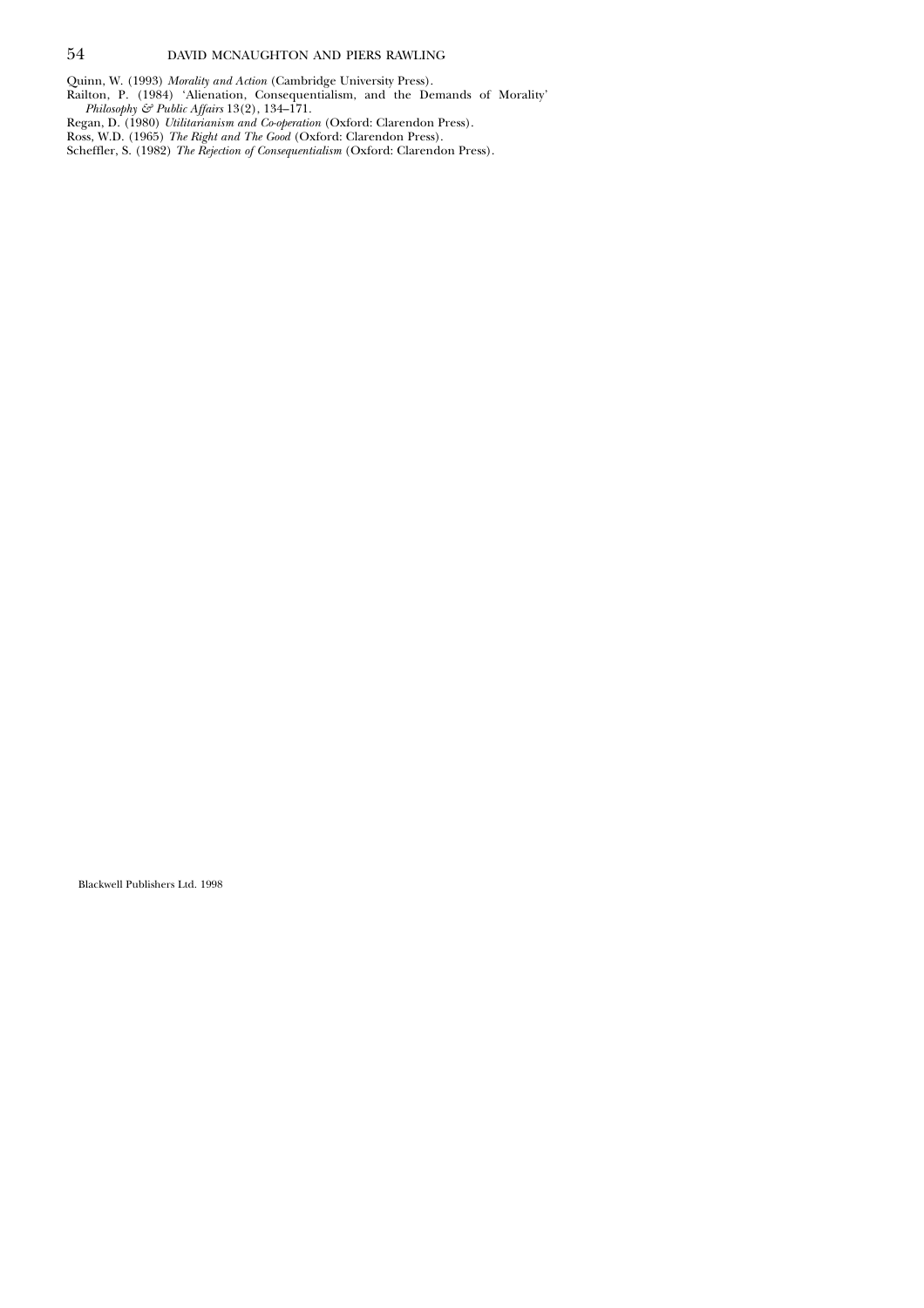Quinn, W. (1993) *Morality and Action* (Cambridge University Press).

Railton, P. (1984) 'Alienation, Consequentialism, and the Demands of Morality' *Philosophy & Public Affairs* 13(2), 134–171.

Regan, D. (1980) *Utilitarianism and Co-operation* (Oxford: Clarendon Press).

Ross, W.D. (1965) *The Right and The Good* (Oxford: Clarendon Press).

Scheffler, S. (1982) *The Rejection of Consequentialism* (Oxford: Clarendon Press).